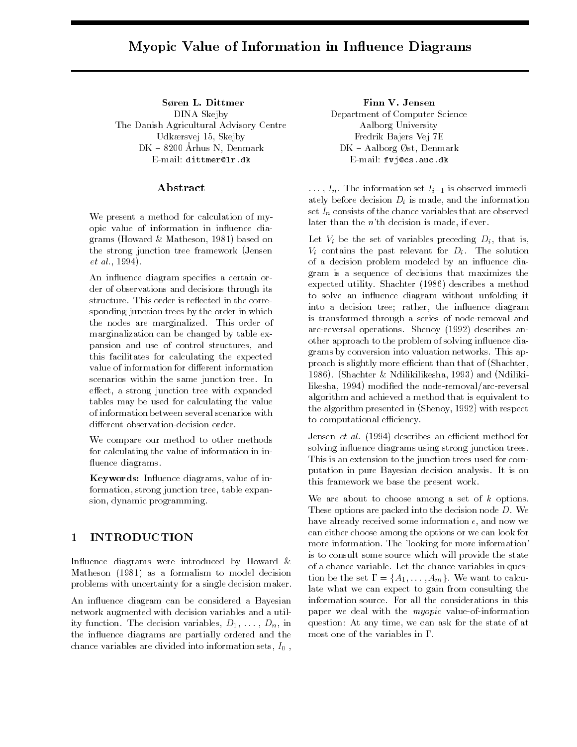# Myopic Value of Information in Influence Diagrams

**Søren L. Dittmer**
DINA Skejby
The Danish Agricultural Advisory Centre
Udkærsvej 15, Skejby
DK – 8200 Århus N, Denmark
E-mail: `dittmer@lr.dk`

**Finn V. Jensen**
Department of Computer Science
Aalborg University
Fredrik Bajers Vej 7E
DK – Aalborg Øst, Denmark
E-mail: `fvj@cs.auc.dk`

## Abstract

We present a method for calculation of myopic value of information in influence diagrams (Howard & Matheson, 1981) based on the strong junction tree framework (Jensen *et al.*, 1994).

An influence diagram specifies a certain order of observations and decisions through its structure. This order is reflected in the corresponding junction trees by the order in which the nodes are marginalized. This order of marginalization can be changed by table expansion and use of control structures, and this facilitates for calculating the expected value of information for different information scenarios within the same junction tree. In effect, a strong junction tree with expanded tables may be used for calculating the value of information between several scenarios with different observation-decision order.

We compare our method to other methods for calculating the value of information in influence diagrams.

**Keywords:** Influence diagrams, value of information, strong junction tree, table expansion, dynamic programming.

## 1 INTRODUCTION

Influence diagrams were introduced by Howard & Matheson (1981) as a formalism to model decision problems with uncertainty for a single decision maker.

An influence diagram can be considered a Bayesian network augmented with decision variables and a utility function. The decision variables, $D_1, \ldots, D_n$, in the influence diagrams are partially ordered and the chance variables are divided into information sets, $I_0$, $\ldots$, $I_n$. The information set $I_{i-1}$ is observed immediately before decision $D_i$ is made, and the information set $I_n$ consists of the chance variables that are observed later than the $n$'th decision is made, if ever.

Let $V_i$ be the set of variables preceding $D_i$, that is, $V_i$ contains the past relevant for $D_i$. The solution of a decision problem modeled by an influence diagram is a sequence of decisions that maximizes the expected utility. Shachter (1986) describes a method to solve an influence diagram without unfolding it into a decision tree; rather, the influence diagram is transformed through a series of node-removal and arc-reversal operations. Shenoy (1992) describes another approach to the problem of solving influence diagrams by conversion into valuation networks. This approach is slightly more efficient than that of (Shachter, 1986). (Shachter & Ndilikilikesha, 1993) and (Ndilikilikesha, 1994) modified the node-removal/arc-reversal algorithm and achieved a method that is equivalent to the algorithm presented in (Shenoy, 1992) with respect to computational efficiency.

Jensen *et al.* (1994) describes an efficient method for solving influence diagrams using strong junction trees. This is an extension to the junction trees used for computation in pure Bayesian decision analysis. It is on this framework we base the present work.

We are about to choose among a set of $k$ options. These options are packed into the decision node $D$. We have already received some information $e$, and now we can either choose among the options or we can look for more information. The 'looking for more information' is to consult some source which will provide the state of a chance variable. Let the chance variables in question be the set $\Gamma = \{A_1, \ldots, A_m\}$. We want to calculate what we can expect to gain from consulting the information source. For all the considerations in this paper we deal with the *myopic* value-of-information question: At any time, we can ask for the state of at most one of the variables in $\Gamma$.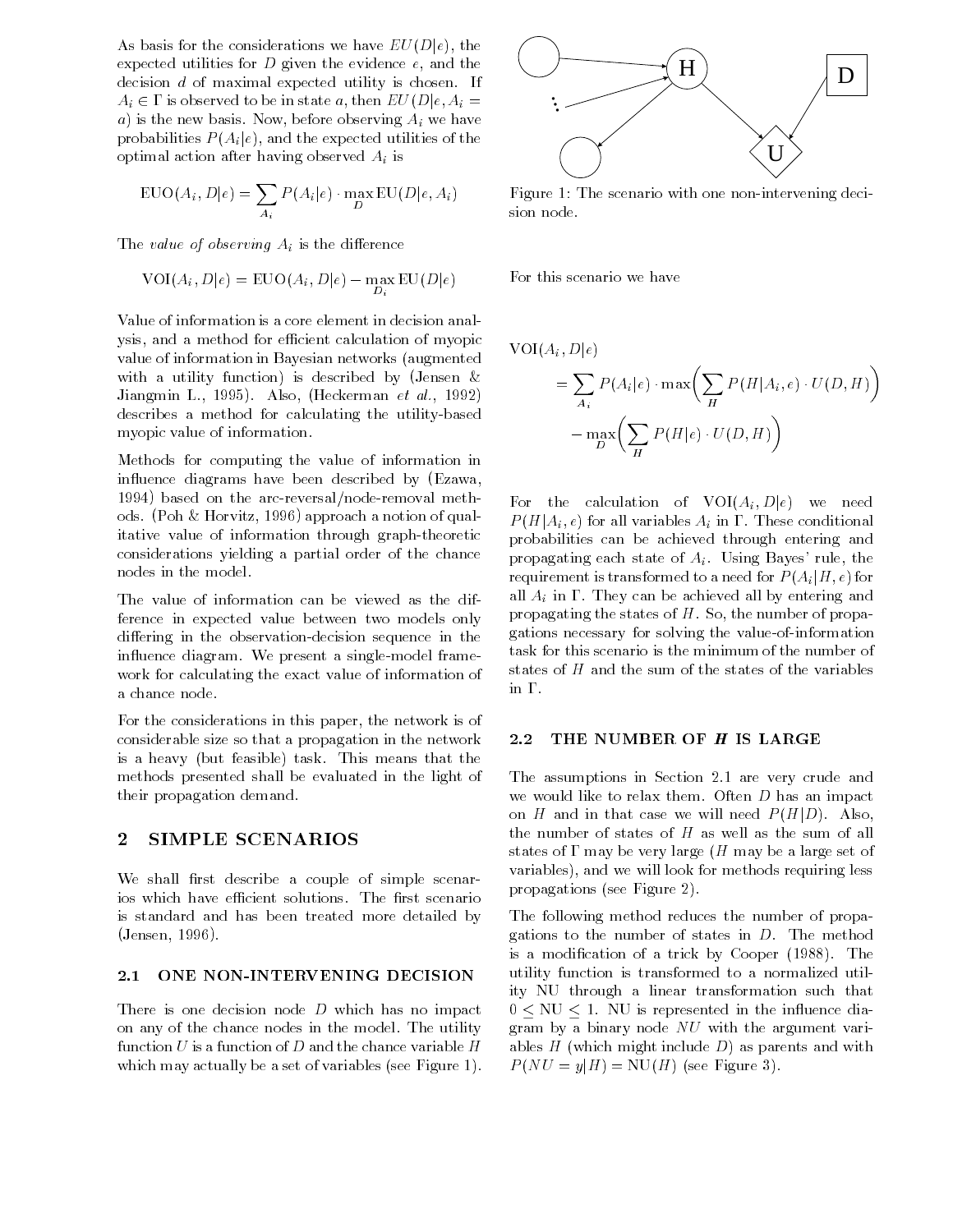As basis for the considerations we have $EU(D|e)$, the expected utilities for $D$ given the evidence $e$, and the decision $d$ of maximal expected utility is chosen. If $A_i \in \Gamma$ is observed to be in state $a$, then $EU(D|e, A_i = a)$ is the new basis. Now, before observing $A_i$ we have probabilities $P(A_i|e)$, and the expected utilities of the optimal action after having observed $A_i$ is

$$\text{EUO}(A_i, D|e) = \sum_{A_i} P(A_i|e) \cdot \max_{D} \text{EU}(D|e, A_i)$$

The *value of observing* $A_i$ is the difference

$$\text{VOI}(A_i, D|e) = \text{EUO}(A_i, D|e) - \max_{D_i} \text{EU}(D|e)$$

Value of information is a core element in decision analysis, and a method for efficient calculation of myopic value of information in Bayesian networks (augmented with a utility function) is described by (Jensen & Jiangmin L., 1995). Also, (Heckerman *et al.*, 1992) describes a method for calculating the utility-based myopic value of information.

Methods for computing the value of information in influence diagrams have been described by (Ezawa, 1994) based on the arc-reversal/node-removal methods. (Poh & Horvitz, 1996) approach a notion of qualitative value of information through graph-theoretic considerations yielding a partial order of the chance nodes in the model.

The value of information can be viewed as the difference in expected value between two models only differing in the observation-decision sequence in the influence diagram. We present a single-model framework for calculating the exact value of information of a chance node.

For the considerations in this paper, the network is of considerable size so that a propagation in the network is a heavy (but feasible) task. This means that the methods presented shall be evaluated in the light of their propagation demand.

## 2 SIMPLE SCENARIOS

We shall first describe a couple of simple scenarios which have efficient solutions. The first scenario is standard and has been treated more detailed by (Jensen, 1996).

### 2.1 ONE NON-INTERVENING DECISION

There is one decision node $D$ which has no impact on any of the chance nodes in the model. The utility function $U$ is a function of $D$ and the chance variable $H$ which may actually be a set of variables (see Figure 1).

H
D
U

Figure 1: The scenario with one non-intervening decision node.

For this scenario we have

$$\begin{aligned}
\text{VOI}(A_i, D|e) \\
&= \sum_{A_i} P(A_i|e) \cdot \max\Big(\sum_{H} P(H|A_i, e) \cdot U(D, H)\Big) \\
&\quad - \max_{D}\Big(\sum_{H} P(H|e) \cdot U(D, H)\Big)
\end{aligned}$$

For the calculation of $\text{VOI}(A_i, D|e)$ we need $P(H|A_i, e)$ for all variables $A_i$ in $\Gamma$. These conditional probabilities can be achieved through entering and propagating each state of $A_i$. Using Bayes' rule, the requirement is transformed to a need for $P(A_i|H, e)$ for all $A_i$ in $\Gamma$. They can be achieved all by entering and propagating the states of $H$. So, the number of propagations necessary for solving the value-of-information task for this scenario is the minimum of the number of states of $H$ and the sum of the states of the variables in $\Gamma$.

### 2.2 THE NUMBER OF *H* IS LARGE

The assumptions in Section 2.1 are very crude and we would like to relax them. Often $D$ has an impact on $H$ and in that case we will need $P(H|D)$. Also, the number of states of $H$ as well as the sum of all states of $\Gamma$ may be very large ($H$ may be a large set of variables), and we will look for methods requiring less propagations (see Figure 2).

The following method reduces the number of propagations to the number of states in $D$. The method is a modification of a trick by Cooper (1988). The utility function is transformed to a normalized utility NU through a linear transformation such that $0 \leq \text{NU} \leq 1$. NU is represented in the influence diagram by a binary node $NU$ with the argument variables $H$ (which might include $D$) as parents and with $P(NU = y|H) = \text{NU}(H)$ (see Figure 3).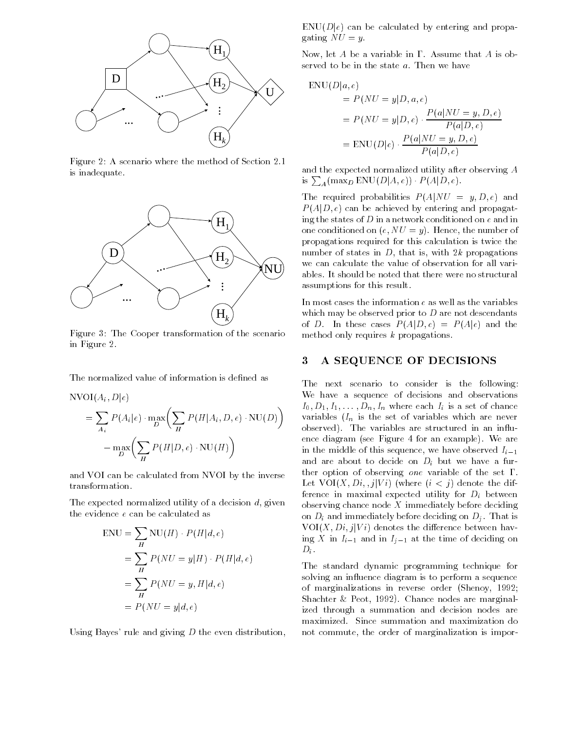Figure 2: A scenario where the method of Section 2.1 is inadequate.

Figure 3: The Cooper transformation of the scenario in Figure 2.

The normalized value of information is defined as

$$
\begin{aligned}
\text{NVOI}(A_i, D|e) &= \sum_{A_i} P(A_i|e) \cdot \max_D \Big( \sum_H P(H|A_i, D, e) \cdot \text{NU}(D) \Big) \\
&\quad - \max_D \Big( \sum_H P(H|D, e) \cdot \text{NU}(H) \Big)
\end{aligned}
$$

and VOI can be calculated from NVOI by the inverse transformation.

The expected normalized utility of a decision $d$, given the evidence $e$ can be calculated as

$$
\begin{aligned}
\text{ENU} &= \sum_H \text{NU}(H) \cdot P(H|d, e) \\
&= \sum_H P(NU = y|H) \cdot P(H|d, e) \\
&= \sum_H P(NU = y, H|d, e) \\
&= P(NU = y|d, e)
\end{aligned}
$$

Using Bayes' rule and giving $D$ the even distribution, $\text{ENU}(D|e)$ can be calculated by entering and propagating $NU = y$.

Now, let $A$ be a variable in $\Gamma$. Assume that $A$ is observed to be in the state $a$. Then we have

$$
\begin{aligned}
\text{ENU}(D|a, e) &= P(NU = y|D, a, e) \\
&= P(NU = y|D, e) \cdot \frac{P(a|NU = y, D, e)}{P(a|D, e)} \\
&= \text{ENU}(D|e) \cdot \frac{P(a|NU = y, D, e)}{P(a|D, e)}
\end{aligned}
$$

and the expected normalized utility after observing $A$ is $\sum_A (\max_D \text{ENU}(D|A, e)) \cdot P(A|D, e)$.

The required probabilities $P(A|NU = y, D, e)$ and $P(A|D, e)$ can be achieved by entering and propagating the states of $D$ in a network conditioned on $e$ and in one conditioned on $(e, NU = y)$. Hence, the number of propagations required for this calculation is twice the number of states in $D$, that is, with $2k$ propagations we can calculate the value of observation for all variables. It should be noted that there were no structural assumptions for this result.

In most cases the information $e$ as well as the variables which may be observed prior to $D$ are not descendants of $D$. In these cases $P(A|D, e) = P(A|e)$ and the method only requires $k$ propagations.

## 3 A SEQUENCE OF DECISIONS

The next scenario to consider is the following: We have a sequence of decisions and observations $I_0, D_1, I_1, \ldots, D_n, I_n$ where each $I_i$ is a set of chance variables ($I_n$ is the set of variables which are never observed). The variables are structured in an influence diagram (see Figure 4 for an example). We are in the middle of this sequence, we have observed $I_{i-1}$ and are about to decide on $D_i$ but we have a further option of observing *one* variable of the set $\Gamma$. Let $\text{VOI}(X, Di, , j|Vi)$ (where $(i < j)$ denote the difference in maximal expected utility for $D_i$ between observing chance node $X$ immediately before deciding on $D_i$ and immediately before deciding on $D_j$. That is $\text{VOI}(X, Di, j|Vi)$ denotes the difference between having $X$ in $I_{i-1}$ and in $I_{j-1}$ at the time of deciding on $D_i$.

The standard dynamic programming technique for solving an influence diagram is to perform a sequence of marginalizations in reverse order (Shenoy, 1992; Shachter & Peot, 1992). Chance nodes are marginalized through a summation and decision nodes are maximized. Since summation and maximization do not commute, the order of marginalization is impor-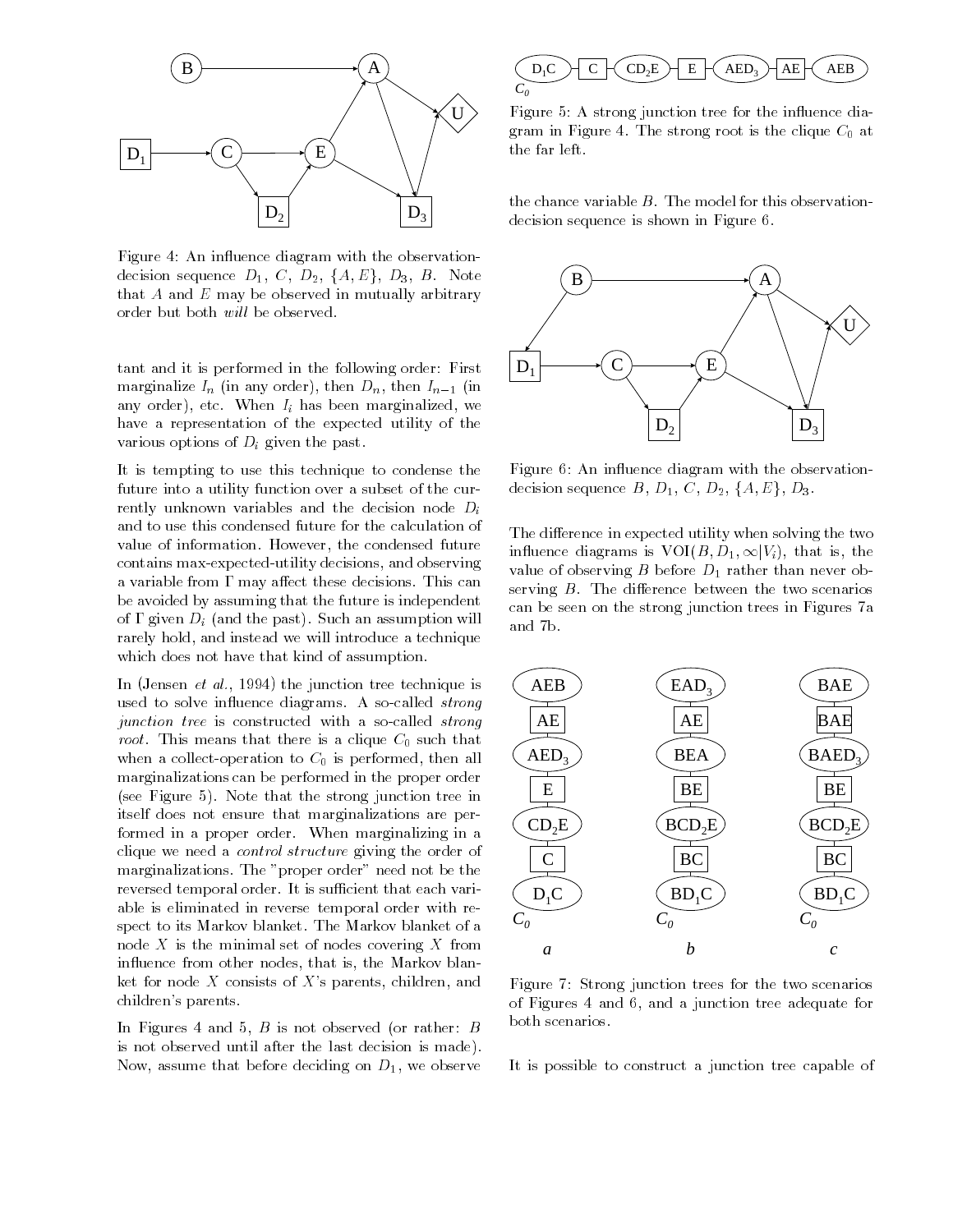B

A

U

$D_1$

C

E

$D_2$

$D_3$

Figure 4: An influence diagram with the observation-decision sequence $D_1$, $C$, $D_2$, $\{A, E\}$, $D_3$, $B$. Note that $A$ and $E$ may be observed in mutually arbitrary order but both *will* be observed.

tant and it is performed in the following order: First marginalize $I_n$ (in any order), then $D_n$, then $I_{n-1}$ (in any order), etc. When $I_i$ has been marginalized, we have a representation of the expected utility of the various options of $D_i$ given the past.

It is tempting to use this technique to condense the future into a utility function over a subset of the currently unknown variables and the decision node $D_i$ and to use this condensed future for the calculation of value of information. However, the condensed future contains max-expected-utility decisions, and observing a variable from $\Gamma$ may affect these decisions. This can be avoided by assuming that the future is independent of $\Gamma$ given $D_i$ (and the past). Such an assumption will rarely hold, and instead we will introduce a technique which does not have that kind of assumption.

In (Jensen *et al.*, 1994) the junction tree technique is used to solve influence diagrams. A so-called *strong junction tree* is constructed with a so-called *strong root*. This means that there is a clique $C_0$ such that when a collect-operation to $C_0$ is performed, then all marginalizations can be performed in the proper order (see Figure 5). Note that the strong junction tree in itself does not ensure that marginalizations are performed in a proper order. When marginalizing in a clique we need a *control structure* giving the order of marginalizations. The "proper order" need not be the reversed temporal order. It is sufficient that each variable is eliminated in reverse temporal order with respect to its Markov blanket. The Markov blanket of a node $X$ is the minimal set of nodes covering $X$ from influence from other nodes, that is, the Markov blanket for node $X$ consists of $X$'s parents, children, and children's parents.

In Figures 4 and 5, $B$ is not observed (or rather: $B$ is not observed until after the last decision is made). Now, assume that before deciding on $D_1$, we observe

$D_1C$ — C — $CD_2E$ — E — $AED_3$ — AE — AEB

$C_0$

Figure 5: A strong junction tree for the influence diagram in Figure 4. The strong root is the clique $C_0$ at the far left.

the chance variable $B$. The model for this observation-decision sequence is shown in Figure 6.

B

A

U

$D_1$

C

E

$D_2$

$D_3$

Figure 6: An influence diagram with the observation-decision sequence $B$, $D_1$, $C$, $D_2$, $\{A, E\}$, $D_3$.

The difference in expected utility when solving the two influence diagrams is $\mathrm{VOI}(B, D_1, \infty | V_i)$, that is, the value of observing $B$ before $D_1$ rather than never observing $B$. The difference between the two scenarios can be seen on the strong junction trees in Figures 7a and 7b.

a: AEB — AE — $AED_3$ — E — $CD_2E$ — C — $D_1C$ ($C_0$)

b: $EAD_3$ — AE — BEA — BE — $BCD_2E$ — BC — $BD_1C$ ($C_0$)

c: BAE — BAE — $BAED_3$ — BE — $BCD_2E$ — BC — $BD_1C$ ($C_0$)

Figure 7: Strong junction trees for the two scenarios of Figures 4 and 6, and a junction tree adequate for both scenarios.

It is possible to construct a junction tree capable of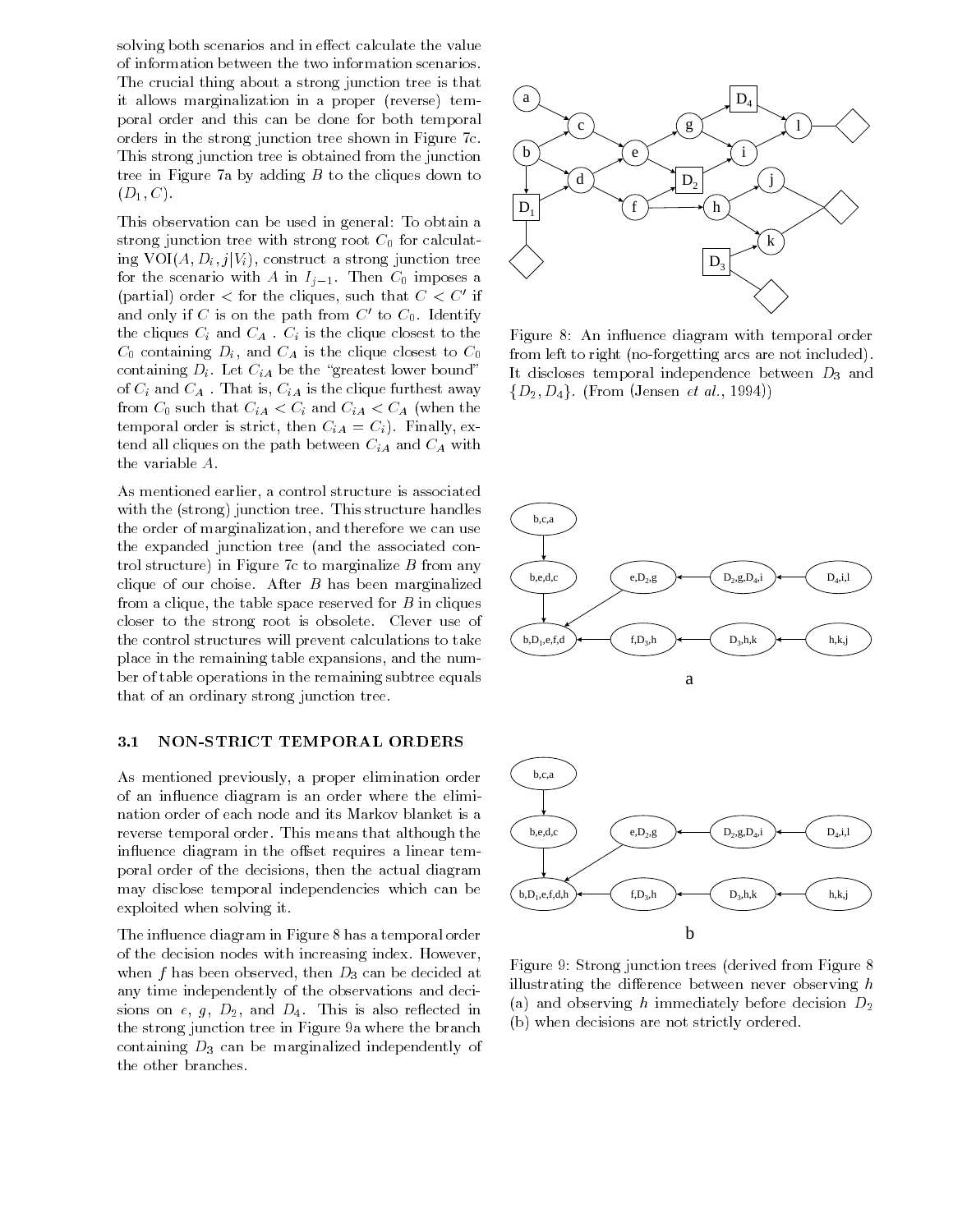solving both scenarios and in effect calculate the value of information between the two information scenarios. The crucial thing about a strong junction tree is that it allows marginalization in a proper (reverse) temporal order and this can be done for both temporal orders in the strong junction tree shown in Figure 7c. This strong junction tree is obtained from the junction tree in Figure 7a by adding $B$ to the cliques down to $(D_1, C)$.

This observation can be used in general: To obtain a strong junction tree with strong root $C_0$ for calculating VOI$(A, D_i, j|V_i)$, construct a strong junction tree for the scenario with $A$ in $I_{j-1}$. Then $C_0$ imposes a (partial) order $<$ for the cliques, such that $C < C'$ if and only if $C$ is on the path from $C'$ to $C_0$. Identify the cliques $C_i$ and $C_A$. $C_i$ is the clique closest to the $C_0$ containing $D_i$, and $C_A$ is the clique closest to $C_0$ containing $D_i$. Let $C_{iA}$ be the "greatest lower bound" of $C_i$ and $C_A$. That is, $C_{iA}$ is the clique furthest away from $C_0$ such that $C_{iA} < C_i$ and $C_{iA} < C_A$ (when the temporal order is strict, then $C_{iA} = C_i$). Finally, extend all cliques on the path between $C_{iA}$ and $C_A$ with the variable $A$.

As mentioned earlier, a control structure is associated with the (strong) junction tree. This structure handles the order of marginalization, and therefore we can use the expanded junction tree (and the associated control structure) in Figure 7c to marginalize $B$ from any clique of our choise. After $B$ has been marginalized from a clique, the table space reserved for $B$ in cliques closer to the strong root is obsolete. Clever use of the control structures will prevent calculations to take place in the remaining table expansions, and the number of table operations in the remaining subtree equals that of an ordinary strong junction tree.

### 3.1 NON-STRICT TEMPORAL ORDERS

As mentioned previously, a proper elimination order of an influence diagram is an order where the elimination order of each node and its Markov blanket is a reverse temporal order. This means that although the influence diagram in the offset requires a linear temporal order of the decisions, then the actual diagram may disclose temporal independencies which can be exploited when solving it.

The influence diagram in Figure 8 has a temporal order of the decision nodes with increasing index. However, when $f$ has been observed, then $D_3$ can be decided at any time independently of the observations and decisions on $e$, $g$, $D_2$, and $D_4$. This is also reflected in the strong junction tree in Figure 9a where the branch containing $D_3$ can be marginalized independently of the other branches.

Figure 8: An influence diagram with temporal order from left to right (no-forgetting arcs are not included). It discloses temporal independence between $D_3$ and $\{D_2, D_4\}$. (From (Jensen *et al.*, 1994))

Figure 9: Strong junction trees (derived from Figure 8 illustrating the difference between never observing $h$ (a) and observing $h$ immediately before decision $D_2$ (b) when decisions are not strictly ordered.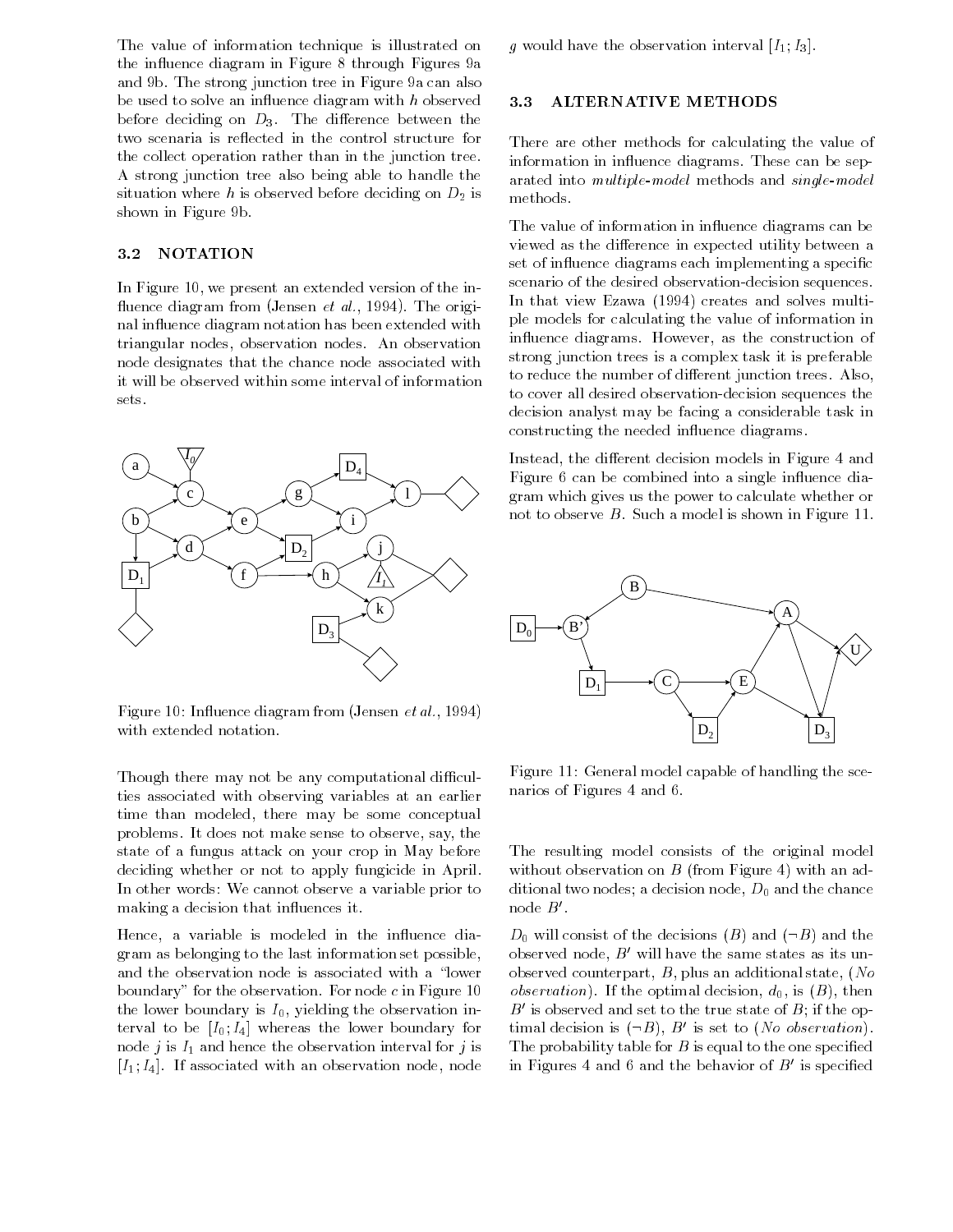The value of information technique is illustrated on the influence diagram in Figure 8 through Figures 9a and 9b. The strong junction tree in Figure 9a can also be used to solve an influence diagram with $h$ observed before deciding on $D_3$. The difference between the two scenaria is reflected in the control structure for the collect operation rather than in the junction tree. A strong junction tree also being able to handle the situation where $h$ is observed before deciding on $D_2$ is shown in Figure 9b.

## 3.2 NOTATION

In Figure 10, we present an extended version of the influence diagram from (Jensen *et al.*, 1994). The original influence diagram notation has been extended with triangular nodes, observation nodes. An observation node designates that the chance node associated with it will be observed within some interval of information sets.

Figure 10: Influence diagram from (Jensen *et al.*, 1994) with extended notation.

Though there may not be any computational difficulties associated with observing variables at an earlier time than modeled, there may be some conceptual problems. It does not make sense to observe, say, the state of a fungus attack on your crop in May before deciding whether or not to apply fungicide in April. In other words: We cannot observe a variable prior to making a decision that influences it.

Hence, a variable is modeled in the influence diagram as belonging to the last information set possible, and the observation node is associated with a "lower boundary" for the observation. For node $c$ in Figure 10 the lower boundary is $I_0$, yielding the observation interval to be $[I_0; I_4]$ whereas the lower boundary for node $j$ is $I_1$ and hence the observation interval for $j$ is $[I_1; I_4]$. If associated with an observation node, node $g$ would have the observation interval $[I_1; I_3]$.

## 3.3 ALTERNATIVE METHODS

There are other methods for calculating the value of information in influence diagrams. These can be separated into *multiple-model* methods and *single-model* methods.

The value of information in influence diagrams can be viewed as the difference in expected utility between a set of influence diagrams each implementing a specific scenario of the desired observation-decision sequences. In that view Ezawa (1994) creates and solves multiple models for calculating the value of information in influence diagrams. However, as the construction of strong junction trees is a complex task it is preferable to reduce the number of different junction trees. Also, to cover all desired observation-decision sequences the decision analyst may be facing a considerable task in constructing the needed influence diagrams.

Instead, the different decision models in Figure 4 and Figure 6 can be combined into a single influence diagram which gives us the power to calculate whether or not to observe $B$. Such a model is shown in Figure 11.

Figure 11: General model capable of handling the scenarios of Figures 4 and 6.

The resulting model consists of the original model without observation on $B$ (from Figure 4) with an additional two nodes; a decision node, $D_0$ and the chance node $B'$.

$D_0$ will consist of the decisions $(B)$ and $(\neg B)$ and the observed node, $B'$ will have the same states as its unobserved counterpart, $B$, plus an additional state, (*No observation*). If the optimal decision, $d_0$, is $(B)$, then $B'$ is observed and set to the true state of $B$; if the optimal decision is $(\neg B)$, $B'$ is set to (*No observation*). The probability table for $B$ is equal to the one specified in Figures 4 and 6 and the behavior of $B'$ is specified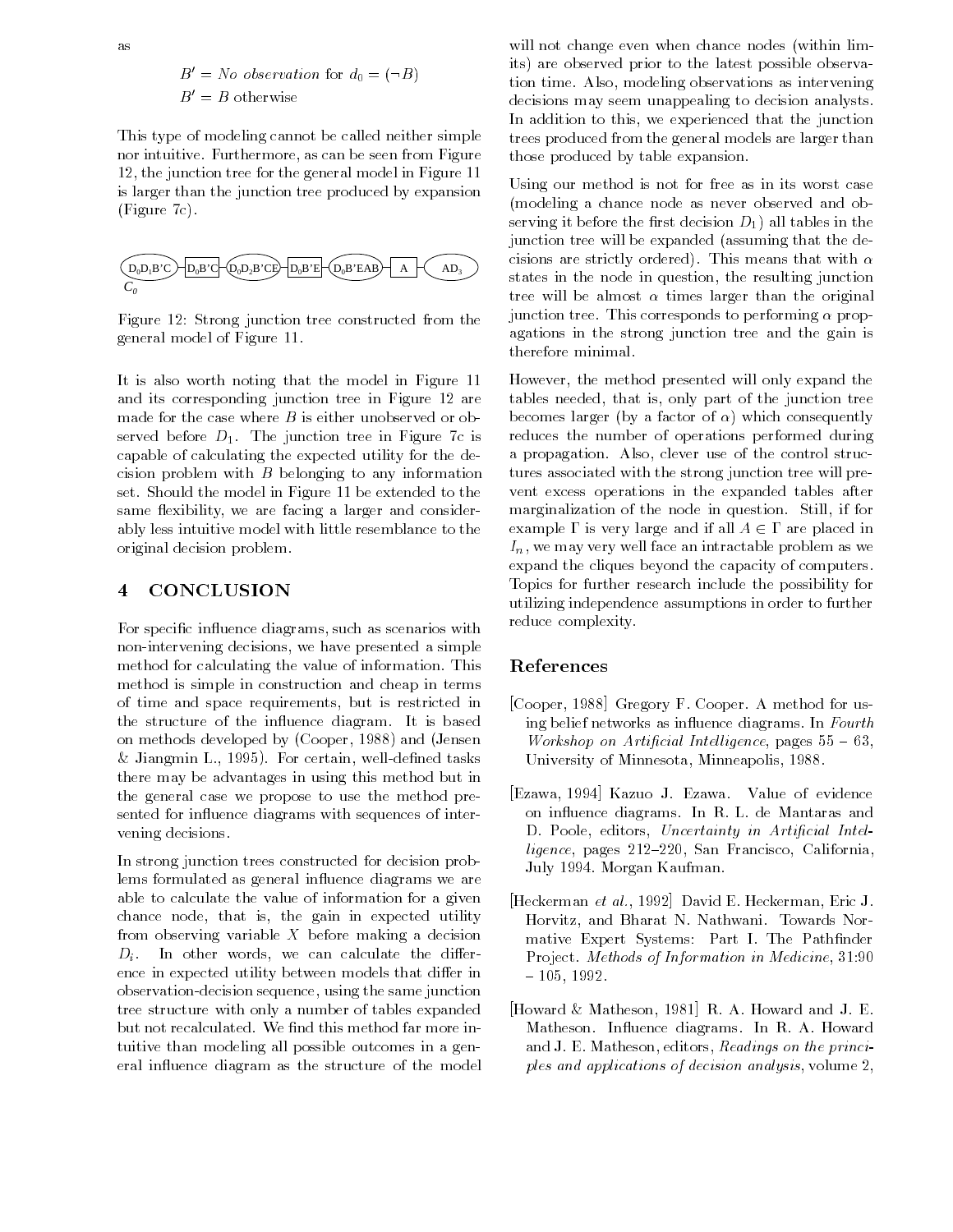as

$$B' = \textit{No observation} \text{ for } d_0 = (\neg B)$$
$$B' = B \text{ otherwise}$$

This type of modeling cannot be called neither simple nor intuitive. Furthermore, as can be seen from Figure 12, the junction tree for the general model in Figure 11 is larger than the junction tree produced by expansion (Figure 7c).

$D_0D_1B'C$ — $D_0B'C$ — $D_0D_2B'CE$ — $D_0B'E$ — $D_0B'EAB$ — $A$ — $AD_3$

$C_0$

Figure 12: Strong junction tree constructed from the general model of Figure 11.

It is also worth noting that the model in Figure 11 and its corresponding junction tree in Figure 12 are made for the case where $B$ is either unobserved or observed before $D_1$. The junction tree in Figure 7c is capable of calculating the expected utility for the decision problem with $B$ belonging to any information set. Should the model in Figure 11 be extended to the same flexibility, we are facing a larger and considerably less intuitive model with little resemblance to the original decision problem.

## 4 CONCLUSION

For specific influence diagrams, such as scenarios with non-intervening decisions, we have presented a simple method for calculating the value of information. This method is simple in construction and cheap in terms of time and space requirements, but is restricted in the structure of the influence diagram. It is based on methods developed by (Cooper, 1988) and (Jensen & Jiangmin L., 1995). For certain, well-defined tasks there may be advantages in using this method but in the general case we propose to use the method presented for influence diagrams with sequences of intervening decisions.

In strong junction trees constructed for decision problems formulated as general influence diagrams we are able to calculate the value of information for a given chance node, that is, the gain in expected utility from observing variable $X$ before making a decision $D_i$. In other words, we can calculate the difference in expected utility between models that differ in observation-decision sequence, using the same junction tree structure with only a number of tables expanded but not recalculated. We find this method far more intuitive than modeling all possible outcomes in a general influence diagram as the structure of the model will not change even when chance nodes (within limits) are observed prior to the latest possible observation time. Also, modeling observations as intervening decisions may seem unappealing to decision analysts. In addition to this, we experienced that the junction trees produced from the general models are larger than those produced by table expansion.

Using our method is not for free as in its worst case (modeling a chance node as never observed and observing it before the first decision $D_1$) all tables in the junction tree will be expanded (assuming that the decisions are strictly ordered). This means that with $\alpha$ states in the node in question, the resulting junction tree will be almost $\alpha$ times larger than the original junction tree. This corresponds to performing $\alpha$ propagations in the strong junction tree and the gain is therefore minimal.

However, the method presented will only expand the tables needed, that is, only part of the junction tree becomes larger (by a factor of $\alpha$) which consequently reduces the number of operations performed during a propagation. Also, clever use of the control structures associated with the strong junction tree will prevent excess operations in the expanded tables after marginalization of the node in question. Still, if for example $\Gamma$ is very large and if all $A \in \Gamma$ are placed in $I_n$, we may very well face an intractable problem as we expand the cliques beyond the capacity of computers. Topics for further research include the possibility for utilizing independence assumptions in order to further reduce complexity.

## References

[Cooper, 1988] Gregory F. Cooper. A method for using belief networks as influence diagrams. In *Fourth Workshop on Artificial Intelligence*, pages 55 – 63, University of Minnesota, Minneapolis, 1988.

[Ezawa, 1994] Kazuo J. Ezawa. Value of evidence on influence diagrams. In R. L. de Mantaras and D. Poole, editors, *Uncertainty in Artificial Intelligence*, pages 212–220, San Francisco, California, July 1994. Morgan Kaufman.

[Heckerman *et al.*, 1992] David E. Heckerman, Eric J. Horvitz, and Bharat N. Nathwani. Towards Normative Expert Systems: Part I. The Pathfinder Project. *Methods of Information in Medicine*, 31:90 – 105, 1992.

[Howard & Matheson, 1981] R. A. Howard and J. E. Matheson. Influence diagrams. In R. A. Howard and J. E. Matheson, editors, *Readings on the principles and applications of decision analysis*, volume 2,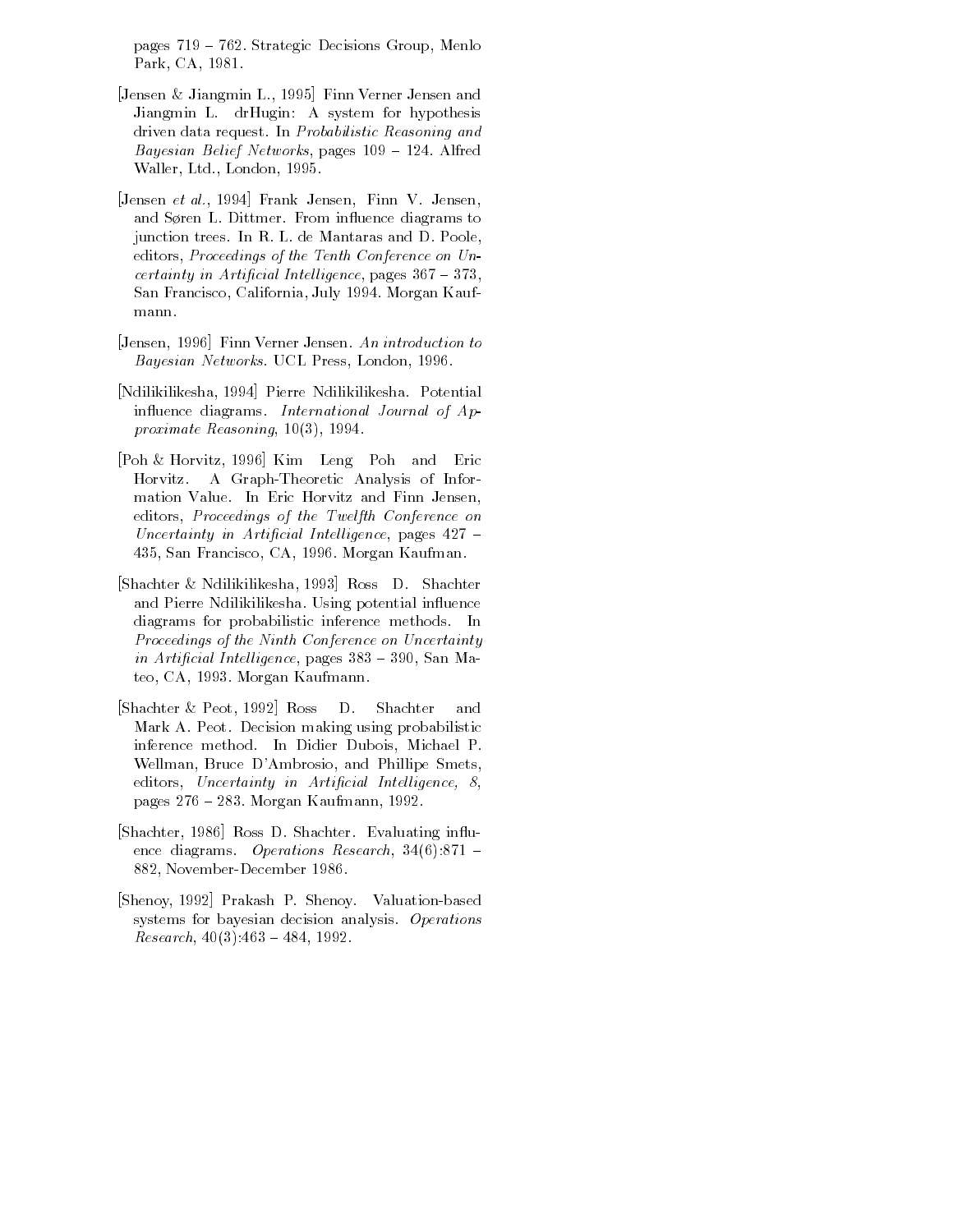pages 719 – 762. Strategic Decisions Group, Menlo Park, CA, 1981.

[Jensen & Jiangmin L., 1995] Finn Verner Jensen and Jiangmin L. drHugin: A system for hypothesis driven data request. In *Probabilistic Reasoning and Bayesian Belief Networks*, pages 109 – 124. Alfred Waller, Ltd., London, 1995.

[Jensen *et al.*, 1994] Frank Jensen, Finn V. Jensen, and Søren L. Dittmer. From influence diagrams to junction trees. In R. L. de Mantaras and D. Poole, editors, *Proceedings of the Tenth Conference on Uncertainty in Artificial Intelligence*, pages 367 – 373, San Francisco, California, July 1994. Morgan Kaufmann.

[Jensen, 1996] Finn Verner Jensen. *An introduction to Bayesian Networks.* UCL Press, London, 1996.

[Ndilikilikesha, 1994] Pierre Ndilikilikesha. Potential influence diagrams. *International Journal of Approximate Reasoning*, 10(3), 1994.

[Poh & Horvitz, 1996] Kim Leng Poh and Eric Horvitz. A Graph-Theoretic Analysis of Information Value. In Eric Horvitz and Finn Jensen, editors, *Proceedings of the Twelfth Conference on Uncertainty in Artificial Intelligence*, pages 427 – 435, San Francisco, CA, 1996. Morgan Kaufman.

[Shachter & Ndilikilikesha, 1993] Ross D. Shachter and Pierre Ndilikilikesha. Using potential influence diagrams for probabilistic inference methods. In *Proceedings of the Ninth Conference on Uncertainty in Artificial Intelligence*, pages 383 – 390, San Mateo, CA, 1993. Morgan Kaufmann.

[Shachter & Peot, 1992] Ross D. Shachter and Mark A. Peot. Decision making using probabilistic inference method. In Didier Dubois, Michael P. Wellman, Bruce D'Ambrosio, and Phillipe Smets, editors, *Uncertainty in Artificial Intelligence, 8*, pages 276 – 283. Morgan Kaufmann, 1992.

[Shachter, 1986] Ross D. Shachter. Evaluating influence diagrams. *Operations Research*, 34(6):871 – 882, November-December 1986.

[Shenoy, 1992] Prakash P. Shenoy. Valuation-based systems for bayesian decision analysis. *Operations Research*, 40(3):463 – 484, 1992.